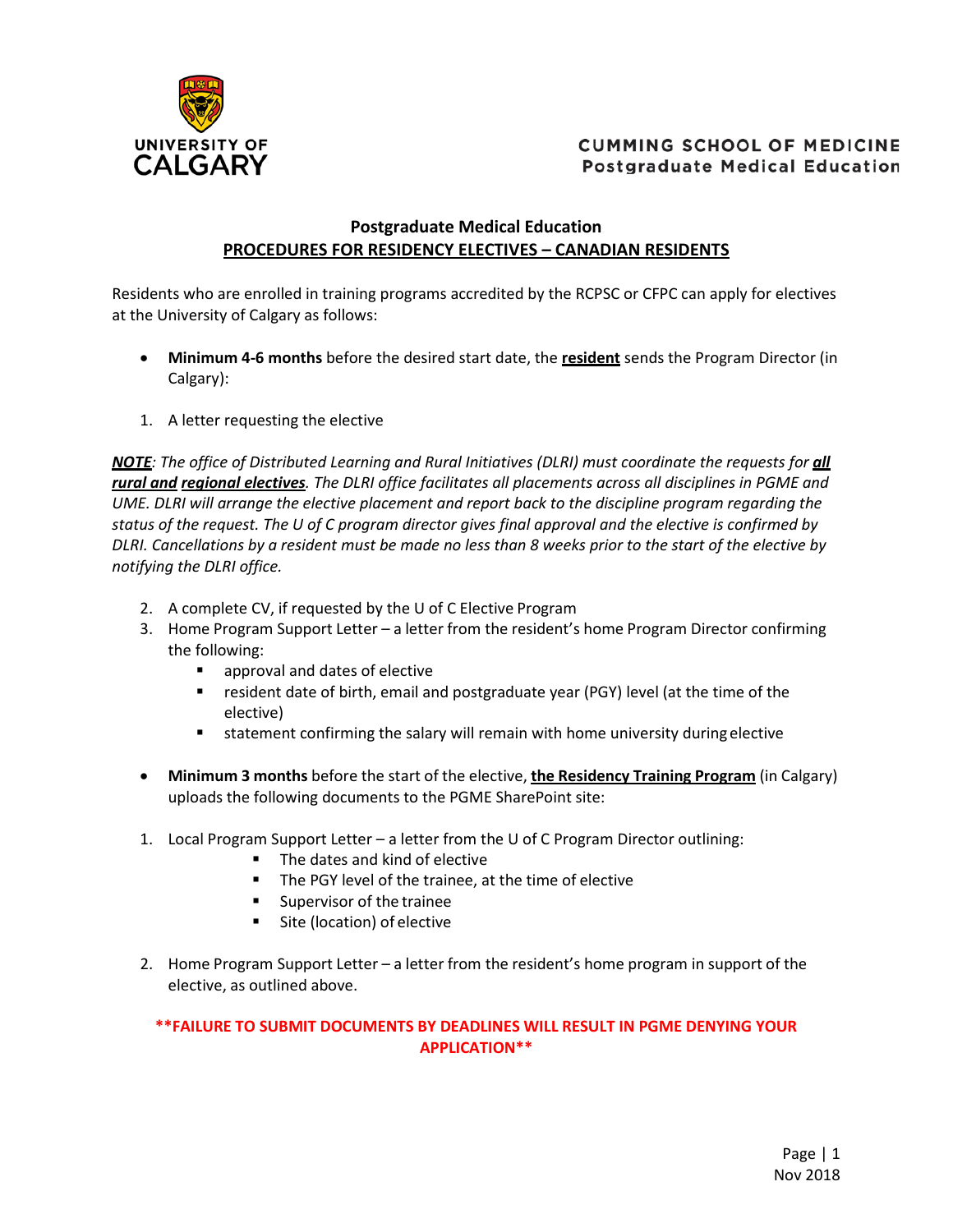UNIVERSITY OF CALGARY

CUMMING SCHOOL OF MEDICINE
Postgraduate Medical Education

## Postgraduate Medical Education

## PROCEDURES FOR RESIDENCY ELECTIVES – CANADIAN RESIDENTS

Residents who are enrolled in training programs accredited by the RCPSC or CFPC can apply for electives at the University of Calgary as follows:

- **Minimum 4-6 months** before the desired start date, the **resident** sends the Program Director (in Calgary):

1. A letter requesting the elective

***NOTE***: *The office of Distributed Learning and Rural Initiatives (DLRI) must coordinate the requests for **all rural and regional electives**. The DLRI office facilitates all placements across all disciplines in PGME and UME. DLRI will arrange the elective placement and report back to the discipline program regarding the status of the request. The U of C program director gives final approval and the elective is confirmed by DLRI. Cancellations by a resident must be made no less than 8 weeks prior to the start of the elective by notifying the DLRI office.*

2. A complete CV, if requested by the U of C Elective Program
3. Home Program Support Letter – a letter from the resident's home Program Director confirming the following:
   - approval and dates of elective
   - resident date of birth, email and postgraduate year (PGY) level (at the time of the elective)
   - statement confirming the salary will remain with home university during elective

- **Minimum 3 months** before the start of the elective, **the Residency Training Program** (in Calgary) uploads the following documents to the PGME SharePoint site:

1. Local Program Support Letter – a letter from the U of C Program Director outlining:
   - The dates and kind of elective
   - The PGY level of the trainee, at the time of elective
   - Supervisor of the trainee
   - Site (location) of elective

2. Home Program Support Letter – a letter from the resident's home program in support of the elective, as outlined above.

****FAILURE TO SUBMIT DOCUMENTS BY DEADLINES WILL RESULT IN PGME DENYING YOUR APPLICATION****

Nov 2018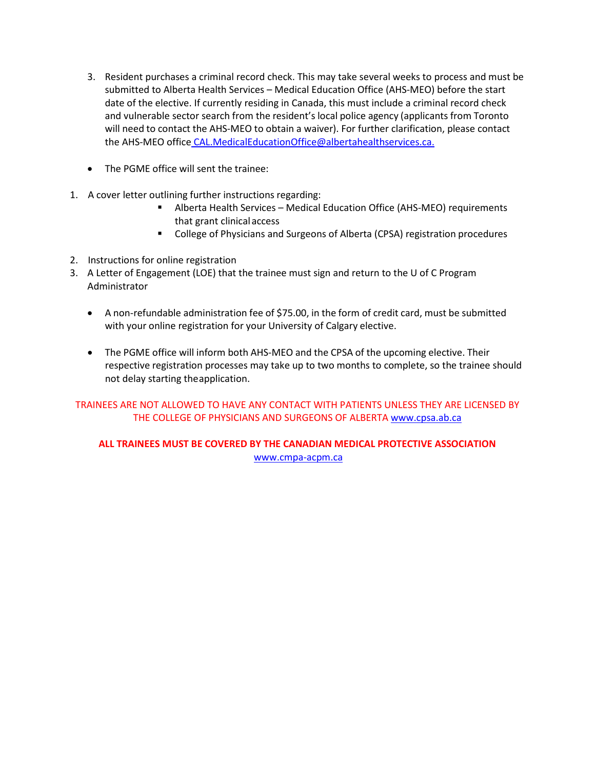3. Resident purchases a criminal record check. This may take several weeks to process and must be submitted to Alberta Health Services – Medical Education Office (AHS-MEO) before the start date of the elective. If currently residing in Canada, this must include a criminal record check and vulnerable sector search from the resident's local police agency (applicants from Toronto will need to contact the AHS-MEO to obtain a waiver). For further clarification, please contact the AHS-MEO office CAL.MedicalEducationOffice@albertahealthservices.ca.

- The PGME office will sent the trainee:

1. A cover letter outlining further instructions regarding:
   - Alberta Health Services – Medical Education Office (AHS-MEO) requirements that grant clinical access
   - College of Physicians and Surgeons of Alberta (CPSA) registration procedures
2. Instructions for online registration
3. A Letter of Engagement (LOE) that the trainee must sign and return to the U of C Program Administrator

- A non-refundable administration fee of $75.00, in the form of credit card, must be submitted with your online registration for your University of Calgary elective.

- The PGME office will inform both AHS-MEO and the CPSA of the upcoming elective. Their respective registration processes may take up to two months to complete, so the trainee should not delay starting theapplication.

TRAINEES ARE NOT ALLOWED TO HAVE ANY CONTACT WITH PATIENTS UNLESS THEY ARE LICENSED BY THE COLLEGE OF PHYSICIANS AND SURGEONS OF ALBERTA www.cpsa.ab.ca

**ALL TRAINEES MUST BE COVERED BY THE CANADIAN MEDICAL PROTECTIVE ASSOCIATION**
www.cmpa-acpm.ca